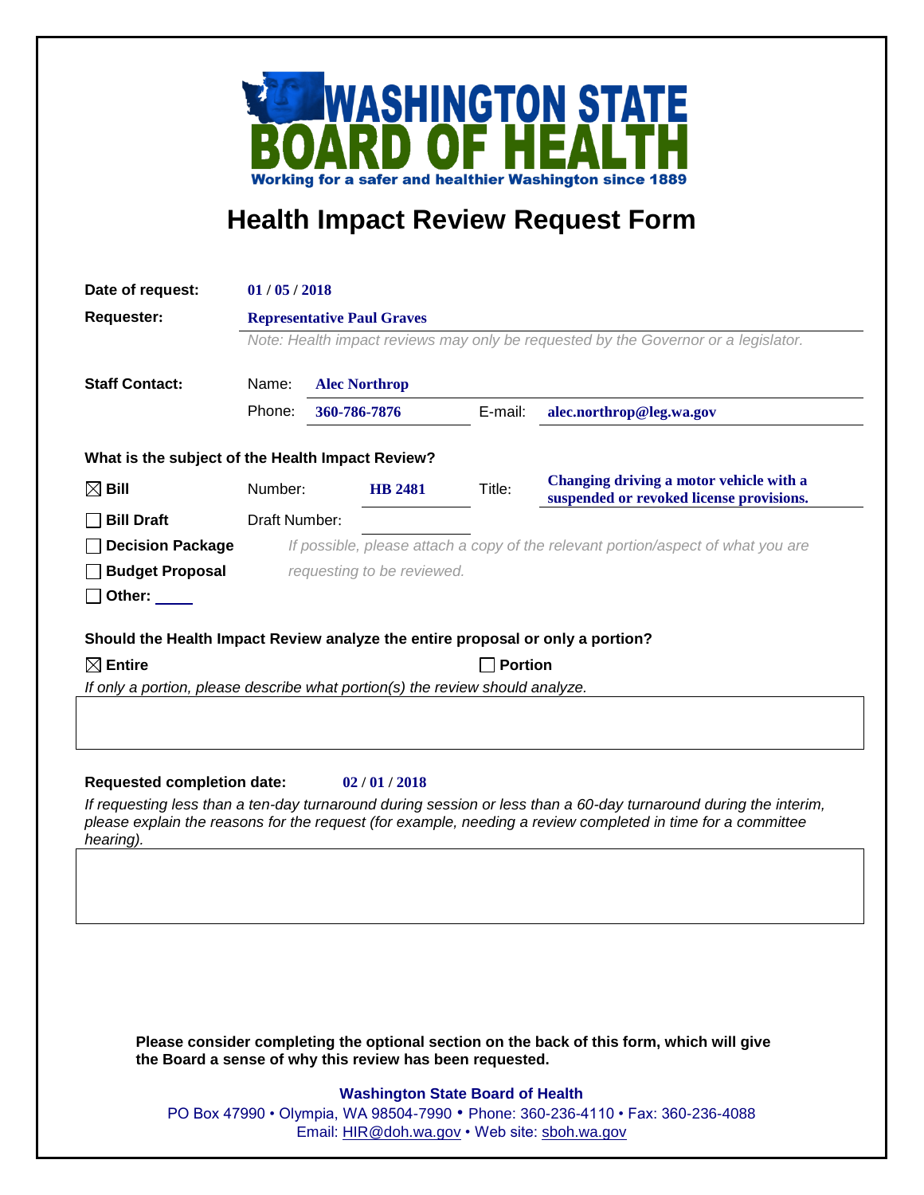**WASHINGTON STATE BOARD OF HEALTH**

Working for a safer and healthier Washington since 1889

# Health Impact Review Request Form

**Date of request:** 01 / 05 / 2018

**Requester:** Representative Paul Graves

*Note: Health impact reviews may only be requested by the Governor or a legislator.*

**Staff Contact:**

Name: Alec Northrop

Phone: 360-786-7876  E-mail: alec.northrop@leg.wa.gov

**What is the subject of the Health Impact Review?**

☒ **Bill**  Number: HB 2481  Title: Changing driving a motor vehicle with a suspended or revoked license provisions.

☐ **Bill Draft**  Draft Number:

☐ **Decision Package**

☐ **Budget Proposal**

☐ **Other:**

*If possible, please attach a copy of the relevant portion/aspect of what you are requesting to be reviewed.*

**Should the Health Impact Review analyze the entire proposal or only a portion?**

☒ **Entire**  ☐ **Portion**

*If only a portion, please describe what portion(s) the review should analyze.*

**Requested completion date:** 02 / 01 / 2018

*If requesting less than a ten-day turnaround during session or less than a 60-day turnaround during the interim, please explain the reasons for the request (for example, needing a review completed in time for a committee hearing).*

**Please consider completing the optional section on the back of this form, which will give the Board a sense of why this review has been requested.**

**Washington State Board of Health**

PO Box 47990 • Olympia, WA 98504-7990 • Phone: 360-236-4110 • Fax: 360-236-4088

Email: HIR@doh.wa.gov • Web site: sboh.wa.gov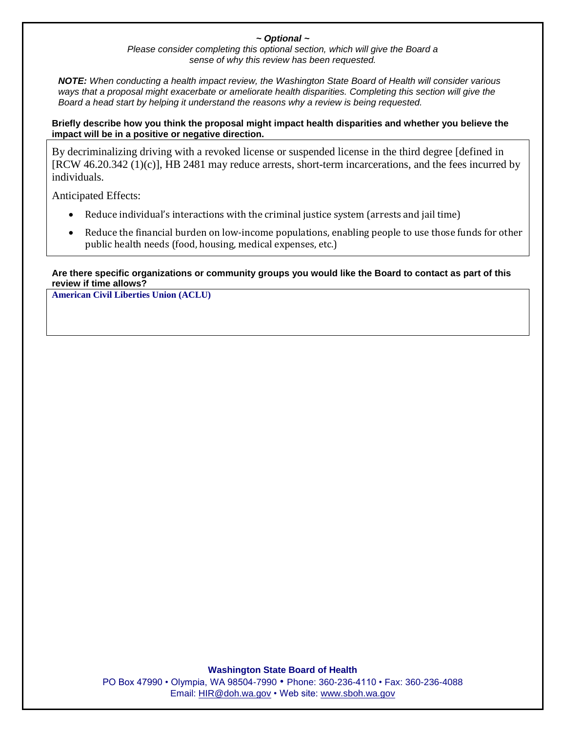***~ Optional ~***

*Please consider completing this optional section, which will give the Board a sense of why this review has been requested.*

***NOTE:*** *When conducting a health impact review, the Washington State Board of Health will consider various ways that a proposal might exacerbate or ameliorate health disparities. Completing this section will give the Board a head start by helping it understand the reasons why a review is being requested.*

**Briefly describe how you think the proposal might impact health disparities and whether you believe the impact will be in a positive or negative direction.**

By decriminalizing driving with a revoked license or suspended license in the third degree [defined in [RCW 46.20.342 (1)(c)], HB 2481 may reduce arrests, short-term incarcerations, and the fees incurred by individuals.

Anticipated Effects:

- Reduce individual's interactions with the criminal justice system (arrests and jail time)
- Reduce the financial burden on low-income populations, enabling people to use those funds for other public health needs (food, housing, medical expenses, etc.)

**Are there specific organizations or community groups you would like the Board to contact as part of this review if time allows?**

**American Civil Liberties Union (ACLU)**

**Washington State Board of Health**

PO Box 47990 • Olympia, WA 98504-7990 • Phone: 360-236-4110 • Fax: 360-236-4088
Email: HIR@doh.wa.gov • Web site: www.sboh.wa.gov